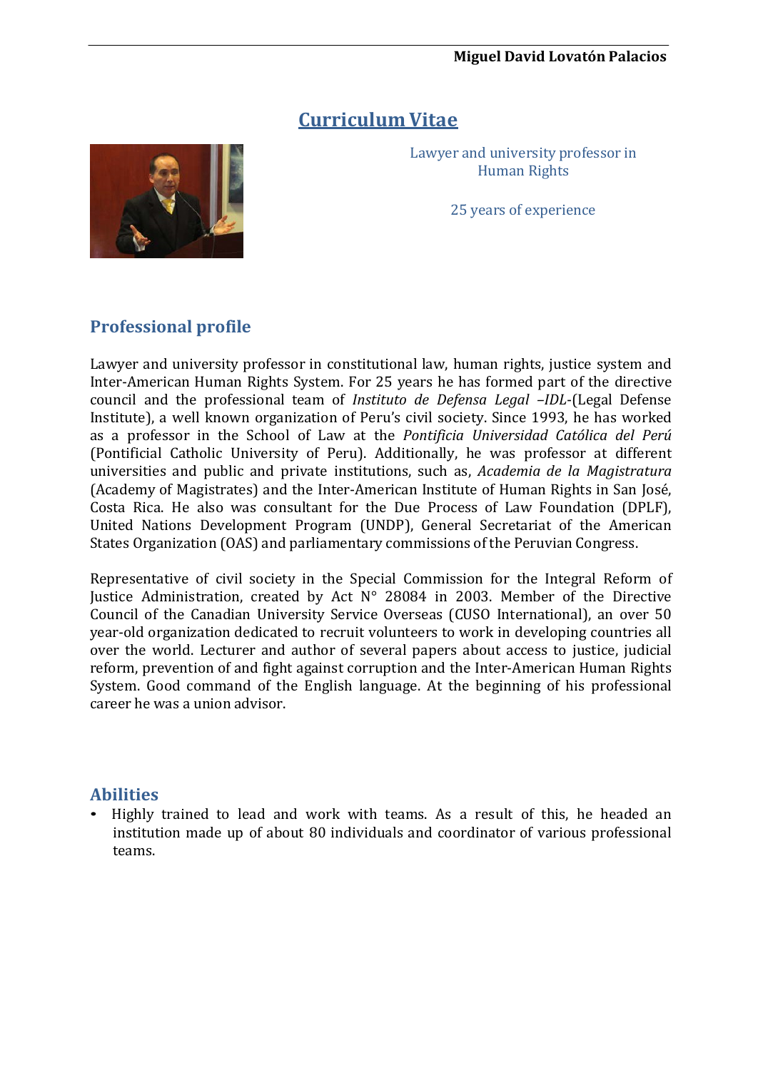# Curriculum Vitae

Lawyer and university professor in Human Rights

25 years of experience

## Professional profile

Lawyer and university professor in constitutional law, human rights, justice system and Inter-American Human Rights System. For 25 years he has formed part of the directive council and the professional team of *Instituto de Defensa Legal –IDL-*(Legal Defense Institute), a well known organization of Peru's civil society. Since 1993, he has worked as a professor in the School of Law at the *Pontificia Universidad Católica del Perú* (Pontificial Catholic University of Peru). Additionally, he was professor at different universities and public and private institutions, such as, *Academia de la Magistratura* (Academy of Magistrates) and the Inter-American Institute of Human Rights in San José, Costa Rica. He also was consultant for the Due Process of Law Foundation (DPLF), United Nations Development Program (UNDP), General Secretariat of the American States Organization (OAS) and parliamentary commissions of the Peruvian Congress.

Representative of civil society in the Special Commission for the Integral Reform of Justice Administration, created by Act N° 28084 in 2003. Member of the Directive Council of the Canadian University Service Overseas (CUSO International), an over 50 year-old organization dedicated to recruit volunteers to work in developing countries all over the world. Lecturer and author of several papers about access to justice, judicial reform, prevention of and fight against corruption and the Inter-American Human Rights System. Good command of the English language. At the beginning of his professional career he was a union advisor.

## Abilities

- Highly trained to lead and work with teams. As a result of this, he headed an institution made up of about 80 individuals and coordinator of various professional teams.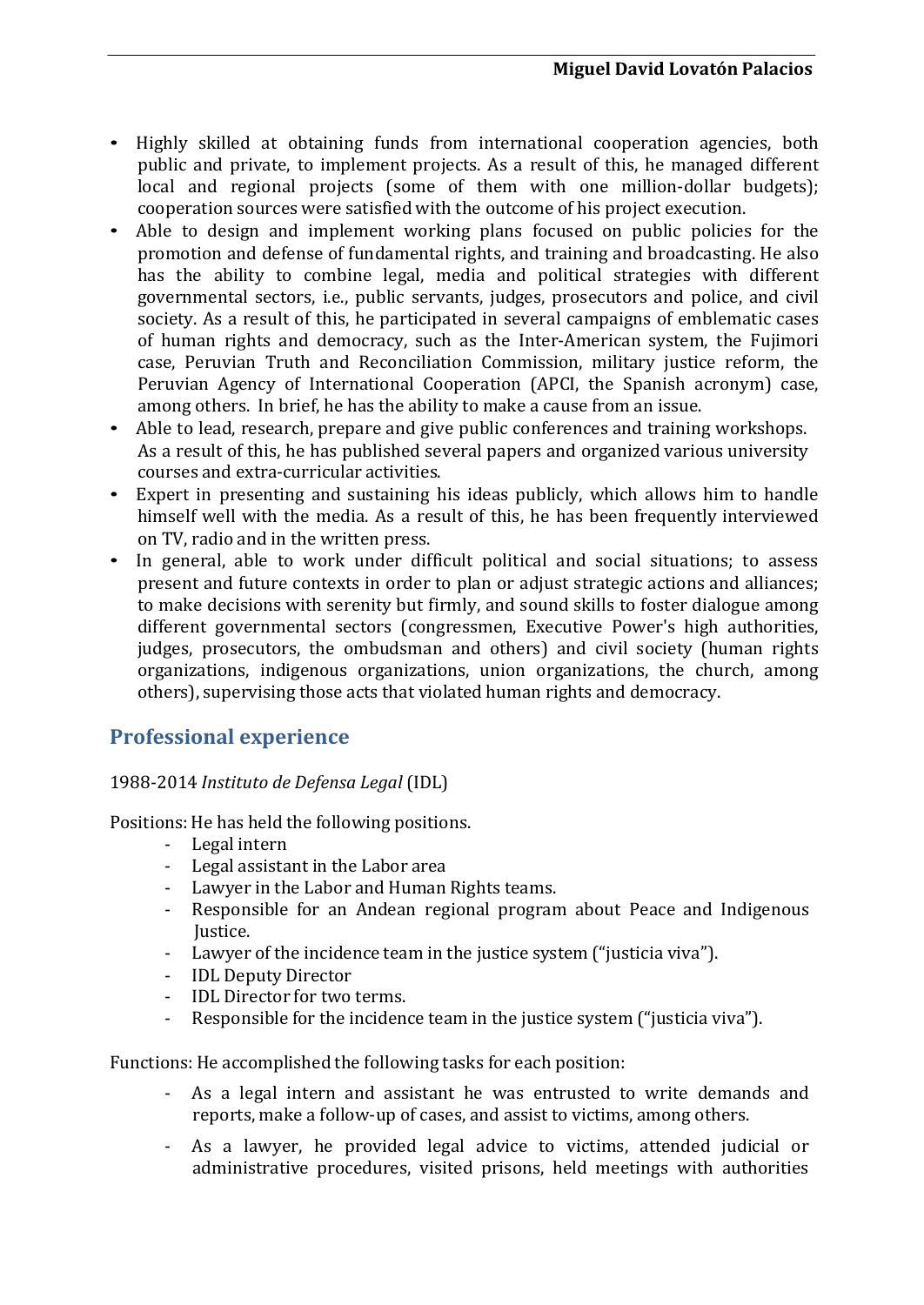- Highly skilled at obtaining funds from international cooperation agencies, both public and private, to implement projects. As a result of this, he managed different local and regional projects (some of them with one million-dollar budgets); cooperation sources were satisfied with the outcome of his project execution.
- Able to design and implement working plans focused on public policies for the promotion and defense of fundamental rights, and training and broadcasting. He also has the ability to combine legal, media and political strategies with different governmental sectors, i.e., public servants, judges, prosecutors and police, and civil society. As a result of this, he participated in several campaigns of emblematic cases of human rights and democracy, such as the Inter-American system, the Fujimori case, Peruvian Truth and Reconciliation Commission, military justice reform, the Peruvian Agency of International Cooperation (APCI, the Spanish acronym) case, among others. In brief, he has the ability to make a cause from an issue.
- Able to lead, research, prepare and give public conferences and training workshops. As a result of this, he has published several papers and organized various university courses and extra-curricular activities.
- Expert in presenting and sustaining his ideas publicly, which allows him to handle himself well with the media. As a result of this, he has been frequently interviewed on TV, radio and in the written press.
- In general, able to work under difficult political and social situations; to assess present and future contexts in order to plan or adjust strategic actions and alliances; to make decisions with serenity but firmly, and sound skills to foster dialogue among different governmental sectors (congressmen, Executive Power's high authorities, judges, prosecutors, the ombudsman and others) and civil society (human rights organizations, indigenous organizations, union organizations, the church, among others), supervising those acts that violated human rights and democracy.

## Professional experience

1988-2014 *Instituto de Defensa Legal* (IDL)

Positions: He has held the following positions.

- Legal intern
- Legal assistant in the Labor area
- Lawyer in the Labor and Human Rights teams.
- Responsible for an Andean regional program about Peace and Indigenous Justice.
- Lawyer of the incidence team in the justice system ("justicia viva").
- IDL Deputy Director
- IDL Director for two terms.
- Responsible for the incidence team in the justice system ("justicia viva").

Functions: He accomplished the following tasks for each position:

- As a legal intern and assistant he was entrusted to write demands and reports, make a follow-up of cases, and assist to victims, among others.
- As a lawyer, he provided legal advice to victims, attended judicial or administrative procedures, visited prisons, held meetings with authorities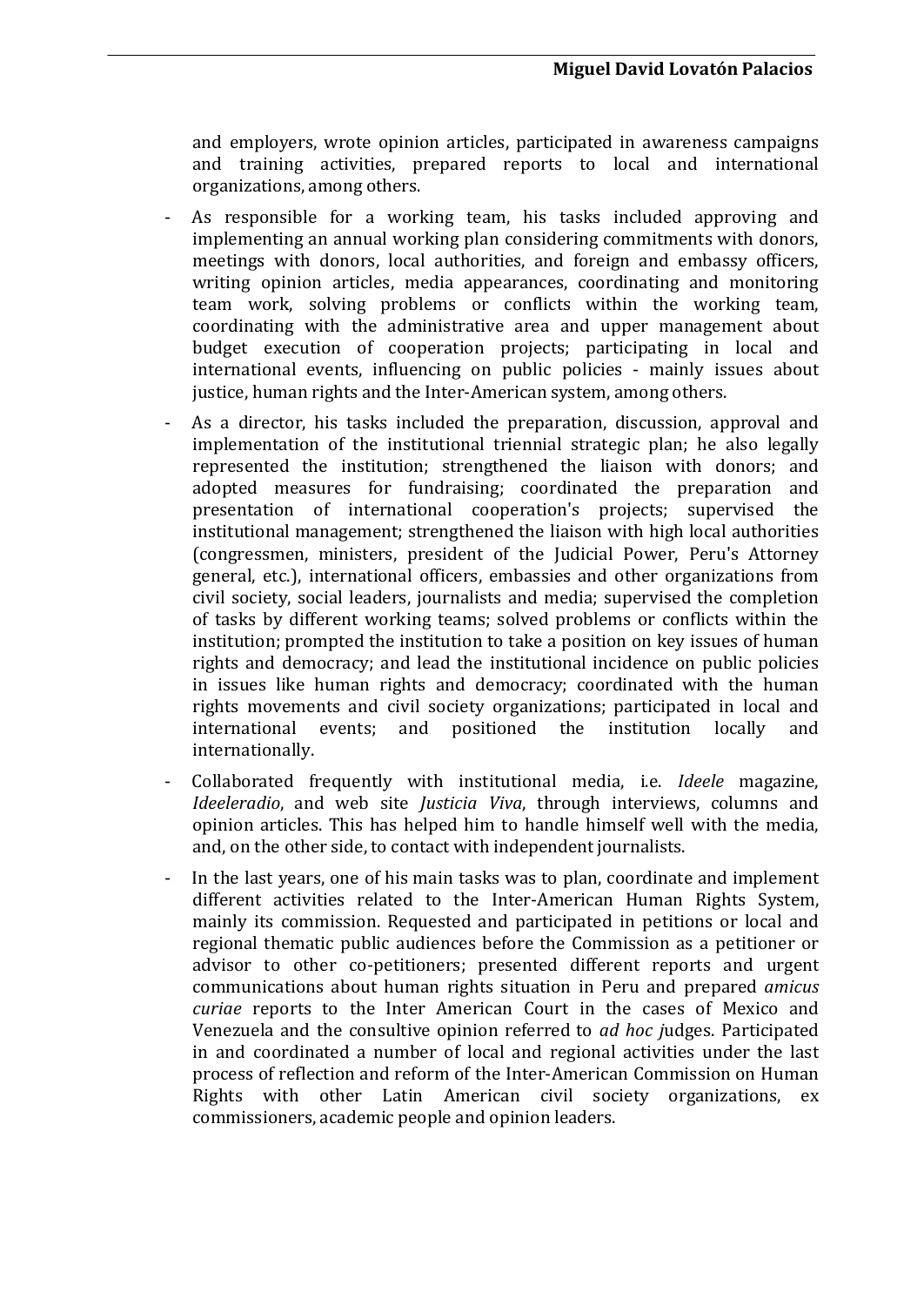and employers, wrote opinion articles, participated in awareness campaigns and training activities, prepared reports to local and international organizations, among others.

- As responsible for a working team, his tasks included approving and implementing an annual working plan considering commitments with donors, meetings with donors, local authorities, and foreign and embassy officers, writing opinion articles, media appearances, coordinating and monitoring team work, solving problems or conflicts within the working team, coordinating with the administrative area and upper management about budget execution of cooperation projects; participating in local and international events, influencing on public policies - mainly issues about justice, human rights and the Inter-American system, among others.
- As a director, his tasks included the preparation, discussion, approval and implementation of the institutional triennial strategic plan; he also legally represented the institution; strengthened the liaison with donors; and adopted measures for fundraising; coordinated the preparation and presentation of international cooperation's projects; supervised the institutional management; strengthened the liaison with high local authorities (congressmen, ministers, president of the Judicial Power, Peru's Attorney general, etc.), international officers, embassies and other organizations from civil society, social leaders, journalists and media; supervised the completion of tasks by different working teams; solved problems or conflicts within the institution; prompted the institution to take a position on key issues of human rights and democracy; and lead the institutional incidence on public policies in issues like human rights and democracy; coordinated with the human rights movements and civil society organizations; participated in local and international events; and positioned the institution locally and internationally.
- Collaborated frequently with institutional media, i.e. *Ideele* magazine, *Ideeleradio*, and web site *Justicia Viva*, through interviews, columns and opinion articles. This has helped him to handle himself well with the media, and, on the other side, to contact with independent journalists.
- In the last years, one of his main tasks was to plan, coordinate and implement different activities related to the Inter-American Human Rights System, mainly its commission. Requested and participated in petitions or local and regional thematic public audiences before the Commission as a petitioner or advisor to other co-petitioners; presented different reports and urgent communications about human rights situation in Peru and prepared *amicus curiae* reports to the Inter American Court in the cases of Mexico and Venezuela and the consultive opinion referred to *ad hoc j*udges. Participated in and coordinated a number of local and regional activities under the last process of reflection and reform of the Inter-American Commission on Human Rights with other Latin American civil society organizations, ex commissioners, academic people and opinion leaders.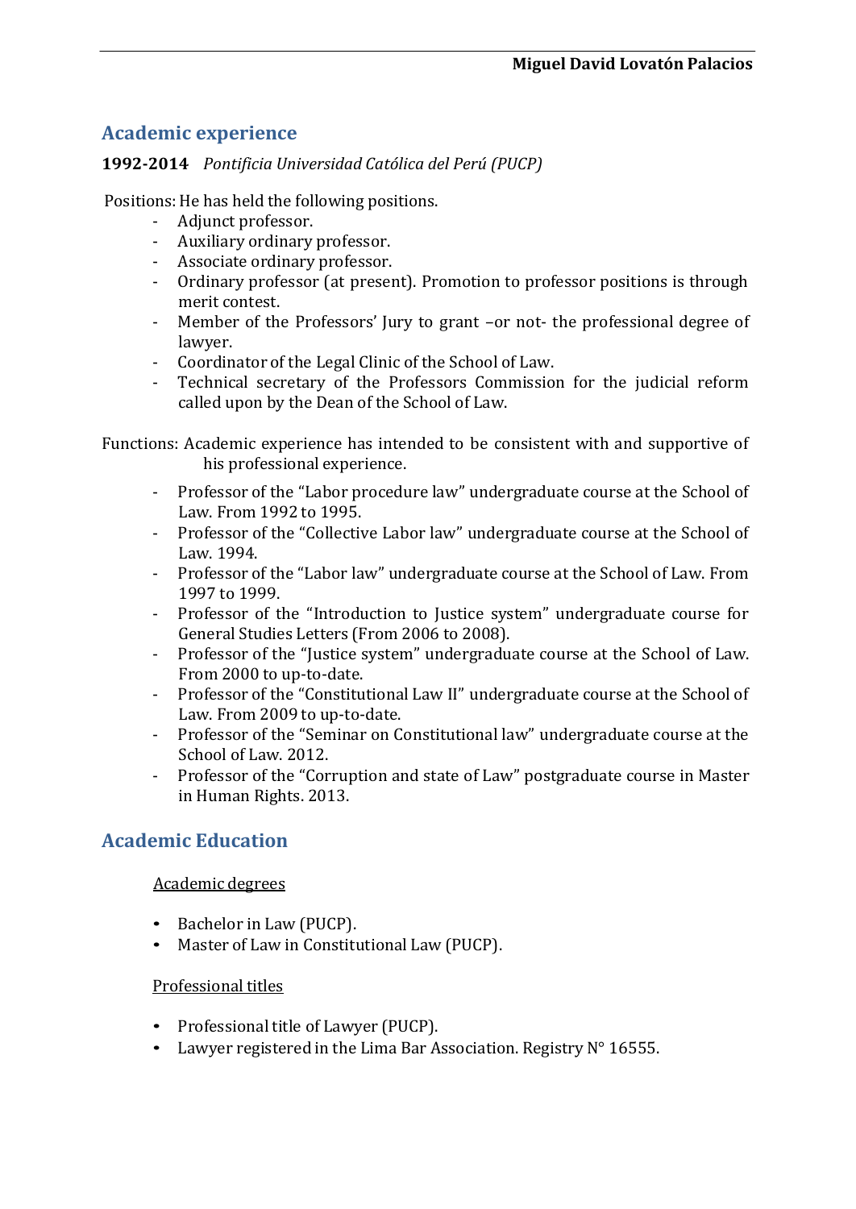## Academic experience

**1992-2014** *Pontificia Universidad Católica del Perú (PUCP)*

Positions: He has held the following positions.

- Adjunct professor.
- Auxiliary ordinary professor.
- Associate ordinary professor.
- Ordinary professor (at present). Promotion to professor positions is through merit contest.
- Member of the Professors' Jury to grant –or not- the professional degree of lawyer.
- Coordinator of the Legal Clinic of the School of Law.
- Technical secretary of the Professors Commission for the judicial reform called upon by the Dean of the School of Law.

Functions: Academic experience has intended to be consistent with and supportive of his professional experience.

- Professor of the "Labor procedure law" undergraduate course at the School of Law. From 1992 to 1995.
- Professor of the "Collective Labor law" undergraduate course at the School of Law. 1994.
- Professor of the "Labor law" undergraduate course at the School of Law. From 1997 to 1999.
- Professor of the "Introduction to Justice system" undergraduate course for General Studies Letters (From 2006 to 2008).
- Professor of the "Justice system" undergraduate course at the School of Law. From 2000 to up-to-date.
- Professor of the "Constitutional Law II" undergraduate course at the School of Law. From 2009 to up-to-date.
- Professor of the "Seminar on Constitutional law" undergraduate course at the School of Law. 2012.
- Professor of the "Corruption and state of Law" postgraduate course in Master in Human Rights. 2013.

## Academic Education

Academic degrees

- Bachelor in Law (PUCP).
- Master of Law in Constitutional Law (PUCP).

Professional titles

- Professional title of Lawyer (PUCP).
- Lawyer registered in the Lima Bar Association. Registry N° 16555.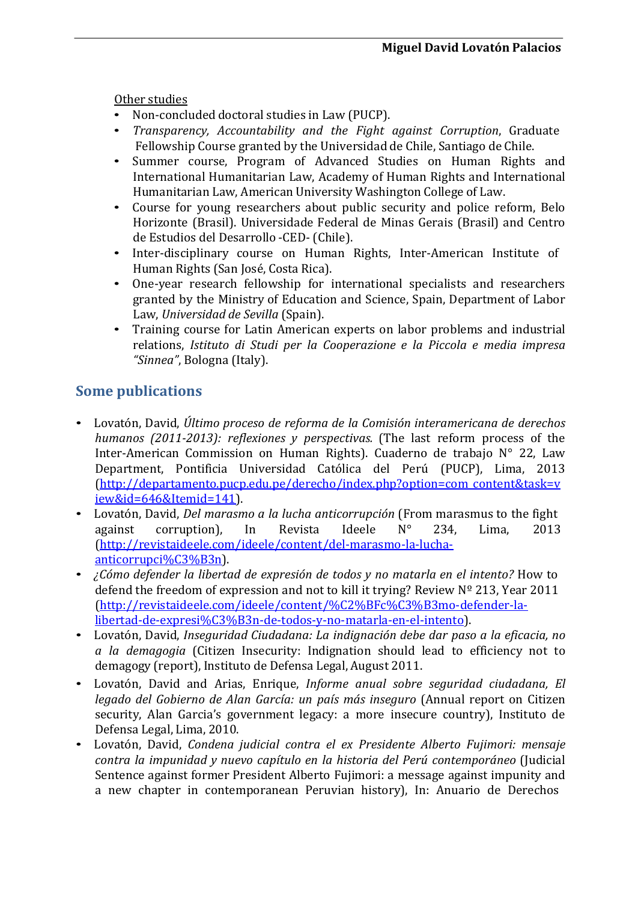Other studies

- Non-concluded doctoral studies in Law (PUCP).
- *Transparency, Accountability and the Fight against Corruption*, Graduate Fellowship Course granted by the Universidad de Chile, Santiago de Chile.
- Summer course, Program of Advanced Studies on Human Rights and International Humanitarian Law, Academy of Human Rights and International Humanitarian Law, American University Washington College of Law.
- Course for young researchers about public security and police reform, Belo Horizonte (Brasil). Universidade Federal de Minas Gerais (Brasil) and Centro de Estudios del Desarrollo -CED- (Chile).
- Inter-disciplinary course on Human Rights, Inter-American Institute of Human Rights (San José, Costa Rica).
- One-year research fellowship for international specialists and researchers granted by the Ministry of Education and Science, Spain, Department of Labor Law, *Universidad de Sevilla* (Spain).
- Training course for Latin American experts on labor problems and industrial relations, *Istituto di Studi per la Cooperazione e la Piccola e media impresa "Sinnea"*, Bologna (Italy).

## Some publications

- Lovatón, David, *Último proceso de reforma de la Comisión interamericana de derechos humanos (2011-2013): reflexiones y perspectivas.* (The last reform process of the Inter-American Commission on Human Rights). Cuaderno de trabajo N° 22, Law Department, Pontificia Universidad Católica del Perú (PUCP), Lima, 2013 (http://departamento.pucp.edu.pe/derecho/index.php?option=com_content&task=view&id=646&Itemid=141).
- Lovatón, David, *Del marasmo a la lucha anticorrupción* (From marasmus to the fight against corruption), In Revista Ideele N° 234, Lima, 2013 (http://revistaideele.com/ideele/content/del-marasmo-la-lucha-anticorrupci%C3%B3n).
- *¿Cómo defender la libertad de expresión de todos y no matarla en el intento?* How to defend the freedom of expression and not to kill it trying? Review Nº 213, Year 2011 (http://revistaideele.com/ideele/content/%C2%BFc%C3%B3mo-defender-la-libertad-de-expresi%C3%B3n-de-todos-y-no-matarla-en-el-intento).
- Lovatón, David, *Inseguridad Ciudadana: La indignación debe dar paso a la eficacia, no a la demagogia* (Citizen Insecurity: Indignation should lead to efficiency not to demagogy (report), Instituto de Defensa Legal, August 2011.
- Lovatón, David and Arias, Enrique, *Informe anual sobre seguridad ciudadana, El legado del Gobierno de Alan García: un país más inseguro* (Annual report on Citizen security, Alan Garcia's government legacy: a more insecure country), Instituto de Defensa Legal, Lima, 2010.
- Lovatón, David, *Condena judicial contra el ex Presidente Alberto Fujimori: mensaje contra la impunidad y nuevo capítulo en la historia del Perú contemporáneo* (Judicial Sentence against former President Alberto Fujimori: a message against impunity and a new chapter in contemporanean Peruvian history), In: Anuario de Derechos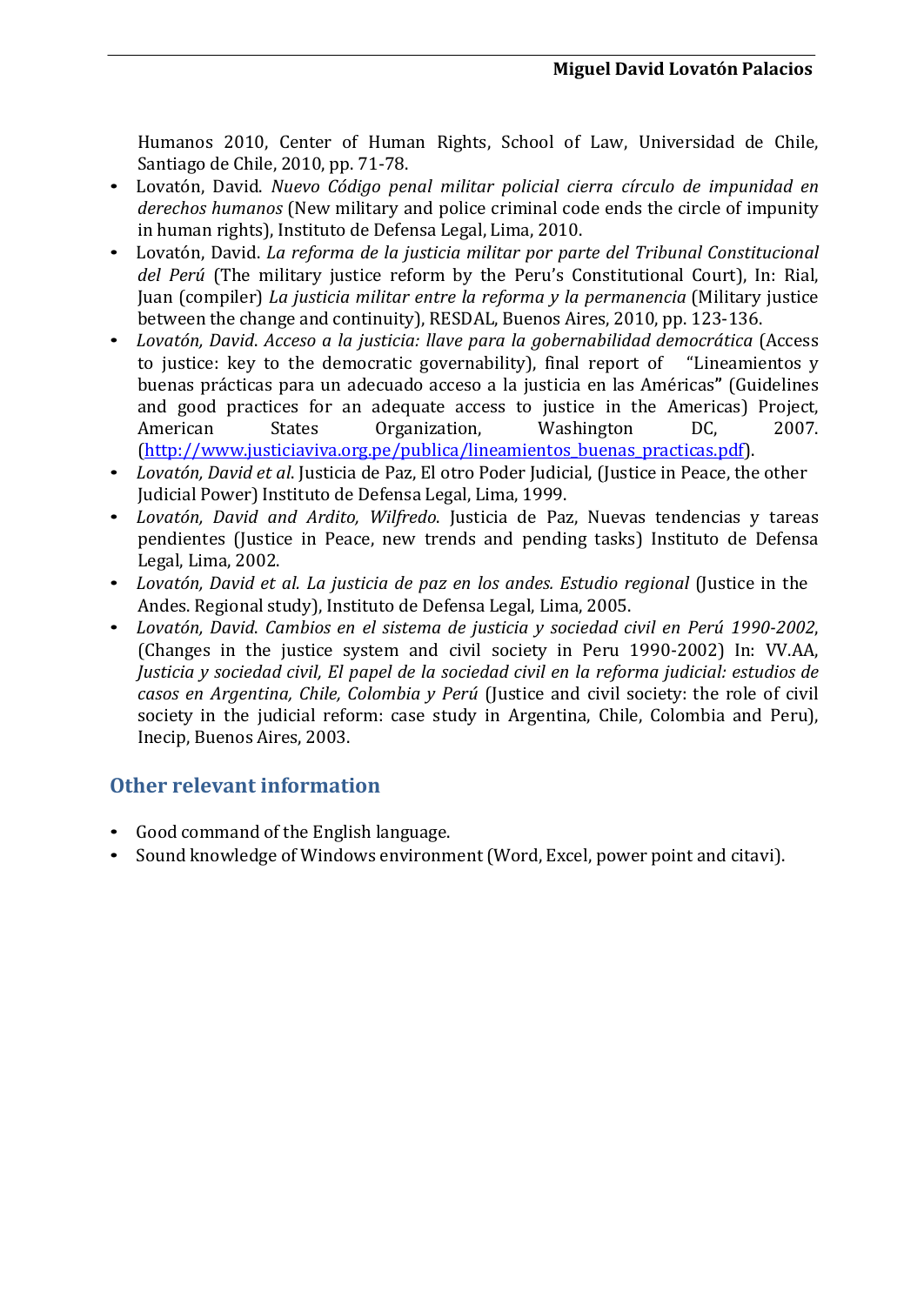Humanos 2010, Center of Human Rights, School of Law, Universidad de Chile, Santiago de Chile, 2010, pp. 71-78.

- Lovatón, David. *Nuevo Código penal militar policial cierra círculo de impunidad en derechos humanos* (New military and police criminal code ends the circle of impunity in human rights), Instituto de Defensa Legal, Lima, 2010.
- Lovatón, David. *La reforma de la justicia militar por parte del Tribunal Constitucional del Perú* (The military justice reform by the Peru's Constitutional Court), In: Rial, Juan (compiler) *La justicia militar entre la reforma y la permanencia* (Military justice between the change and continuity), RESDAL, Buenos Aires, 2010, pp. 123-136.
- *Lovatón, David. Acceso a la justicia: llave para la gobernabilidad democrática* (Access to justice: key to the democratic governability), final report of "Lineamientos y buenas prácticas para un adecuado acceso a la justicia en las Américas**"** (Guidelines and good practices for an adequate access to justice in the Americas) Project, American States Organization, Washington DC, 2007. ([http://www.justiciaviva.org.pe/publica/lineamientos_buenas_practicas.pdf](http://www.justiciaviva.org.pe/publica/lineamientos_buenas_practicas.pdf)).
- *Lovatón, David et al*. Justicia de Paz, El otro Poder Judicial, (Justice in Peace, the other Judicial Power) Instituto de Defensa Legal, Lima, 1999.
- *Lovatón, David and Ardito, Wilfredo*. Justicia de Paz, Nuevas tendencias y tareas pendientes (Justice in Peace, new trends and pending tasks) Instituto de Defensa Legal, Lima, 2002.
- *Lovatón, David et al. La justicia de paz en los andes. Estudio regional* (Justice in the Andes. Regional study), Instituto de Defensa Legal, Lima, 2005.
- *Lovatón, David. Cambios en el sistema de justicia y sociedad civil en Perú 1990-2002*, (Changes in the justice system and civil society in Peru 1990-2002) In: VV.AA, *Justicia y sociedad civil, El papel de la sociedad civil en la reforma judicial: estudios de casos en Argentina, Chile, Colombia y Perú* (Justice and civil society: the role of civil society in the judicial reform: case study in Argentina, Chile, Colombia and Peru), Inecip, Buenos Aires, 2003.

## Other relevant information

- Good command of the English language.
- Sound knowledge of Windows environment (Word, Excel, power point and citavi).